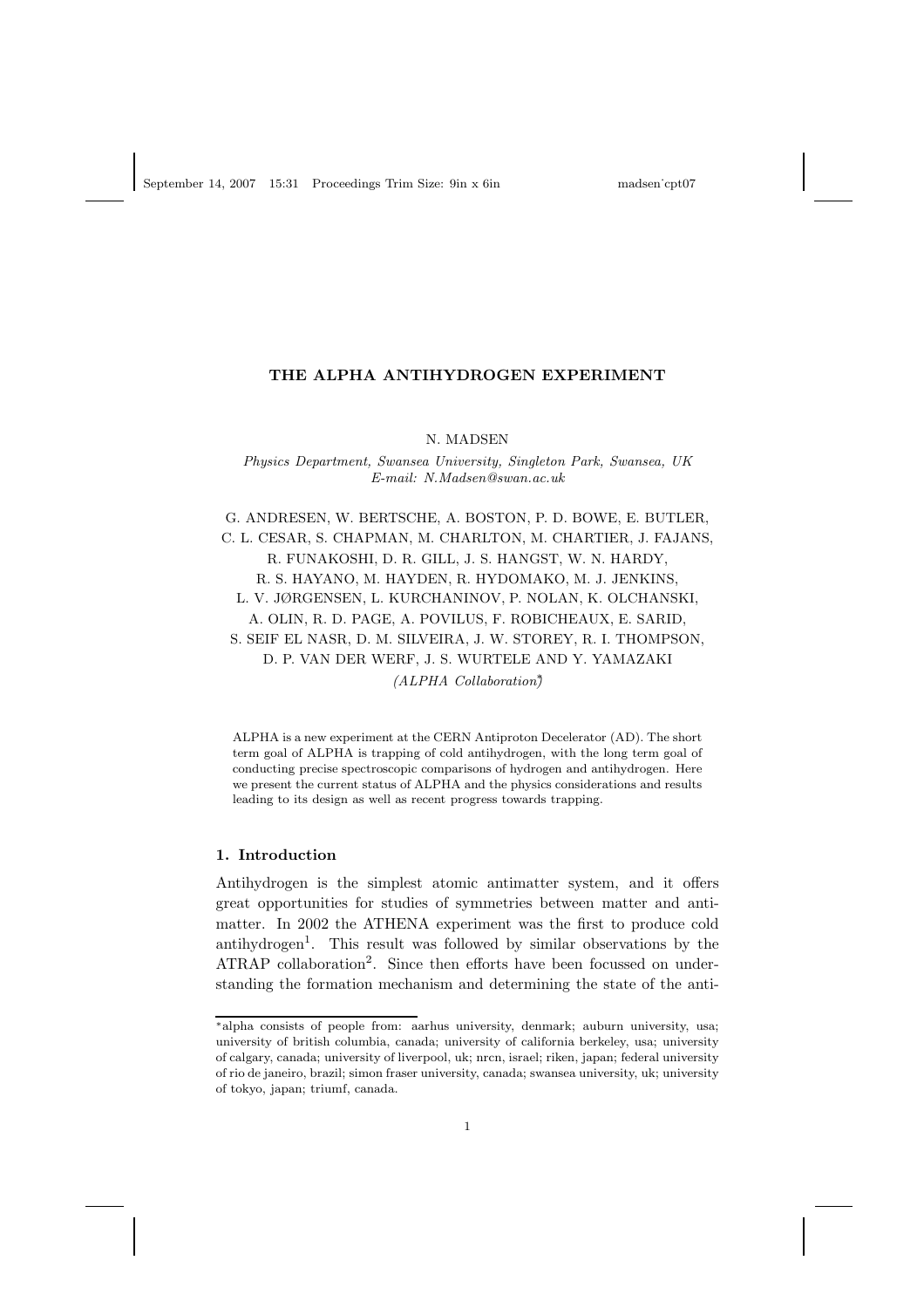# THE ALPHA ANTIHYDROGEN EXPERIMENT

N. MADSEN

*Physics Department, Swansea University, Singleton Park, Swansea, UK*
*E-mail: N.Madsen@swan.ac.uk*

G. ANDRESEN, W. BERTSCHE, A. BOSTON, P. D. BOWE, E. BUTLER, C. L. CESAR, S. CHAPMAN, M. CHARLTON, M. CHARTIER, J. FAJANS, R. FUNAKOSHI, D. R. GILL, J. S. HANGST, W. N. HARDY, R. S. HAYANO, M. HAYDEN, R. HYDOMAKO, M. J. JENKINS, L. V. JØRGENSEN, L. KURCHANINOV, P. NOLAN, K. OLCHANSKI, A. OLIN, R. D. PAGE, A. POVILUS, F. ROBICHEAUX, E. SARID, S. SEIF EL NASR, D. M. SILVEIRA, J. W. STOREY, R. I. THOMPSON, D. P. VAN DER WERF, J. S. WURTELE AND Y. YAMAZAKI

*(ALPHA Collaboration*)*

ALPHA is a new experiment at the CERN Antiproton Decelerator (AD). The short term goal of ALPHA is trapping of cold antihydrogen, with the long term goal of conducting precise spectroscopic comparisons of hydrogen and antihydrogen. Here we present the current status of ALPHA and the physics considerations and results leading to its design as well as recent progress towards trapping.

## 1. Introduction

Antihydrogen is the simplest atomic antimatter system, and it offers great opportunities for studies of symmetries between matter and antimatter. In 2002 the ATHENA experiment was the first to produce cold antihydrogen[1]. This result was followed by similar observations by the ATRAP collaboration[2]. Since then efforts have been focussed on understanding the formation mechanism and determining the state of the anti-

*alpha consists of people from: aarhus university, denmark; auburn university, usa; university of british columbia, canada; university of california berkeley, usa; university of calgary, canada; university of liverpool, uk; nrcn, israel; riken, japan; federal university of rio de janeiro, brazil; simon fraser university, canada; swansea university, uk; university of tokyo, japan; triumf, canada.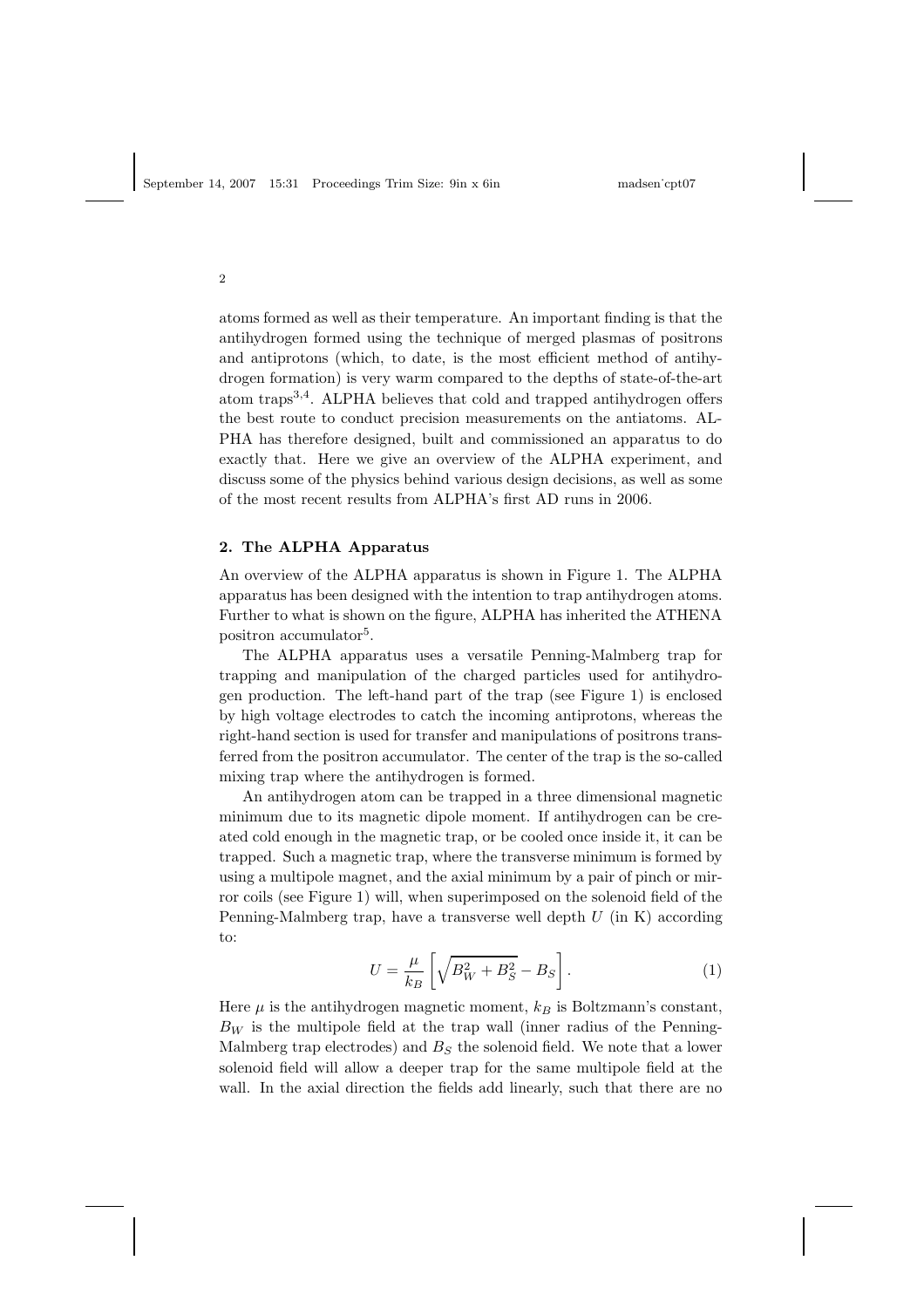atoms formed as well as their temperature. An important finding is that the antihydrogen formed using the technique of merged plasmas of positrons and antiprotons (which, to date, is the most efficient method of antihydrogen formation) is very warm compared to the depths of state-of-the-art atom traps[3,4]. ALPHA believes that cold and trapped antihydrogen offers the best route to conduct precision measurements on the antiatoms. ALPHA has therefore designed, built and commissioned an apparatus to do exactly that. Here we give an overview of the ALPHA experiment, and discuss some of the physics behind various design decisions, as well as some of the most recent results from ALPHA's first AD runs in 2006.

## 2. The ALPHA Apparatus

An overview of the ALPHA apparatus is shown in Figure 1. The ALPHA apparatus has been designed with the intention to trap antihydrogen atoms. Further to what is shown on the figure, ALPHA has inherited the ATHENA positron accumulator[5].

The ALPHA apparatus uses a versatile Penning-Malmberg trap for trapping and manipulation of the charged particles used for antihydrogen production. The left-hand part of the trap (see Figure 1) is enclosed by high voltage electrodes to catch the incoming antiprotons, whereas the right-hand section is used for transfer and manipulations of positrons transferred from the positron accumulator. The center of the trap is the so-called mixing trap where the antihydrogen is formed.

An antihydrogen atom can be trapped in a three dimensional magnetic minimum due to its magnetic dipole moment. If antihydrogen can be created cold enough in the magnetic trap, or be cooled once inside it, it can be trapped. Such a magnetic trap, where the transverse minimum is formed by using a multipole magnet, and the axial minimum by a pair of pinch or mirror coils (see Figure 1) will, when superimposed on the solenoid field of the Penning-Malmberg trap, have a transverse well depth $U$ (in K) according to:

$$U = \frac{\mu}{k_B}\left[\sqrt{B_W^2 + B_S^2} - B_S\right]. \tag{1}$$

Here $\mu$ is the antihydrogen magnetic moment, $k_B$ is Boltzmann's constant, $B_W$ is the multipole field at the trap wall (inner radius of the Penning-Malmberg trap electrodes) and $B_S$ the solenoid field. We note that a lower solenoid field will allow a deeper trap for the same multipole field at the wall. In the axial direction the fields add linearly, such that there are no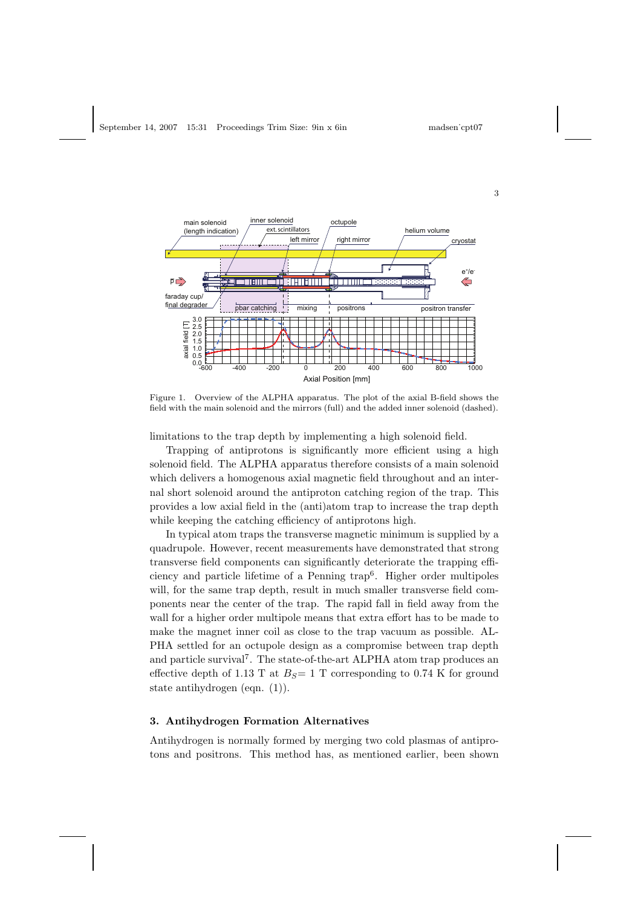Figure 1. Overview of the ALPHA apparatus. The plot of the axial B-field shows the field with the main solenoid and the mirrors (full) and the added inner solenoid (dashed).

limitations to the trap depth by implementing a high solenoid field.

Trapping of antiprotons is significantly more efficient using a high solenoid field. The ALPHA apparatus therefore consists of a main solenoid which delivers a homogenous axial magnetic field throughout and an internal short solenoid around the antiproton catching region of the trap. This provides a low axial field in the (anti)atom trap to increase the trap depth while keeping the catching efficiency of antiprotons high.

In typical atom traps the transverse magnetic minimum is supplied by a quadrupole. However, recent measurements have demonstrated that strong transverse field components can significantly deteriorate the trapping efficiency and particle lifetime of a Penning trap[6]. Higher order multipoles will, for the same trap depth, result in much smaller transverse field components near the center of the trap. The rapid fall in field away from the wall for a higher order multipole means that extra effort has to be made to make the magnet inner coil as close to the trap vacuum as possible. ALPHA settled for an octupole design as a compromise between trap depth and particle survival[7]. The state-of-the-art ALPHA atom trap produces an effective depth of 1.13 T at $B_S = 1$ T corresponding to 0.74 K for ground state antihydrogen (eqn. (1)).

## 3. Antihydrogen Formation Alternatives

Antihydrogen is normally formed by merging two cold plasmas of antiprotons and positrons. This method has, as mentioned earlier, been shown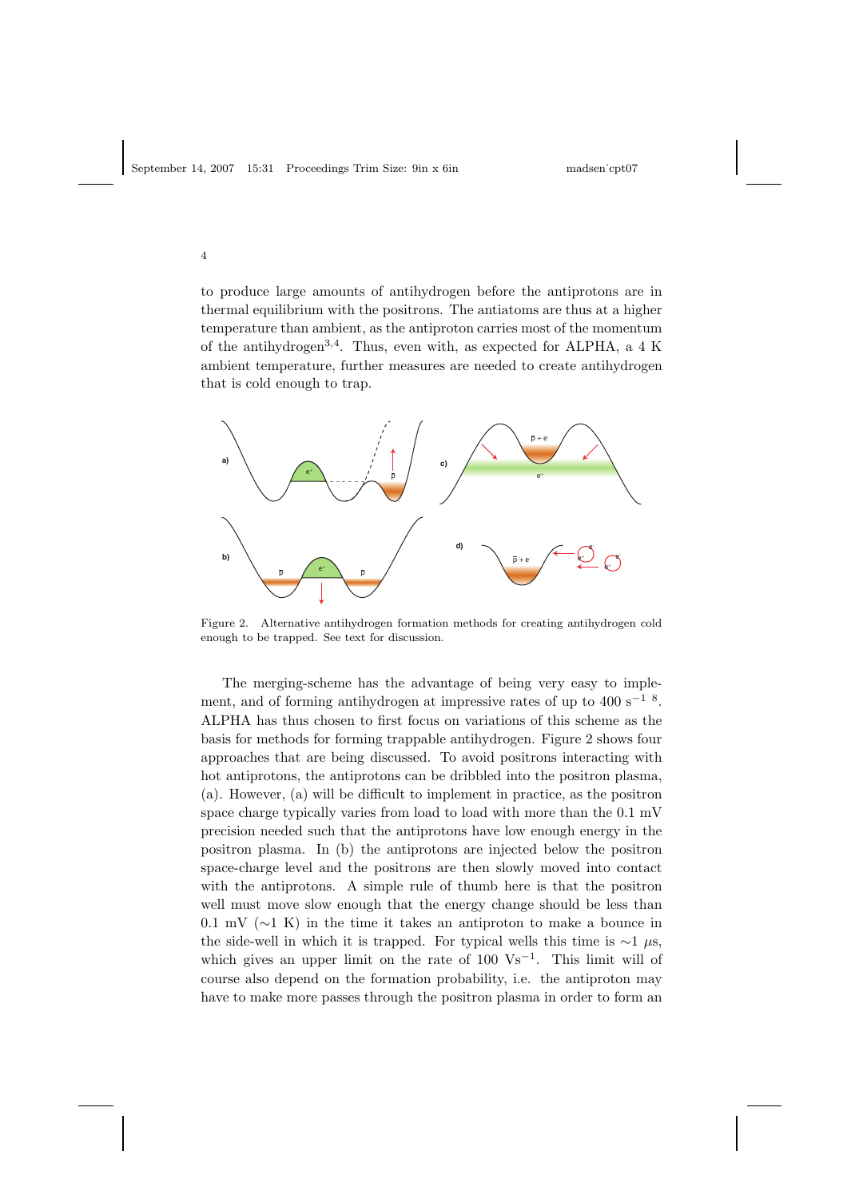to produce large amounts of antihydrogen before the antiprotons are in thermal equilibrium with the positrons. The antiatoms are thus at a higher temperature than ambient, as the antiproton carries most of the momentum of the antihydrogen[3,4]. Thus, even with, as expected for ALPHA, a 4 K ambient temperature, further measures are needed to create antihydrogen that is cold enough to trap.

Figure 2. Alternative antihydrogen formation methods for creating antihydrogen cold enough to be trapped. See text for discussion.

The merging-scheme has the advantage of being very easy to implement, and of forming antihydrogen at impressive rates of up to 400 $\mathrm{s}^{-1}$ [8]. ALPHA has thus chosen to first focus on variations of this scheme as the basis for methods for forming trappable antihydrogen. Figure 2 shows four approaches that are being discussed. To avoid positrons interacting with hot antiprotons, the antiprotons can be dribbled into the positron plasma, (a). However, (a) will be difficult to implement in practice, as the positron space charge typically varies from load to load with more than the 0.1 mV precision needed such that the antiprotons have low enough energy in the positron plasma. In (b) the antiprotons are injected below the positron space-charge level and the positrons are then slowly moved into contact with the antiprotons. A simple rule of thumb here is that the positron well must move slow enough that the energy change should be less than 0.1 mV ($\sim$1 K) in the time it takes an antiproton to make a bounce in the side-well in which it is trapped. For typical wells this time is $\sim$1 $\mu$s, which gives an upper limit on the rate of 100 $\mathrm{Vs}^{-1}$. This limit will of course also depend on the formation probability, i.e. the antiproton may have to make more passes through the positron plasma in order to form an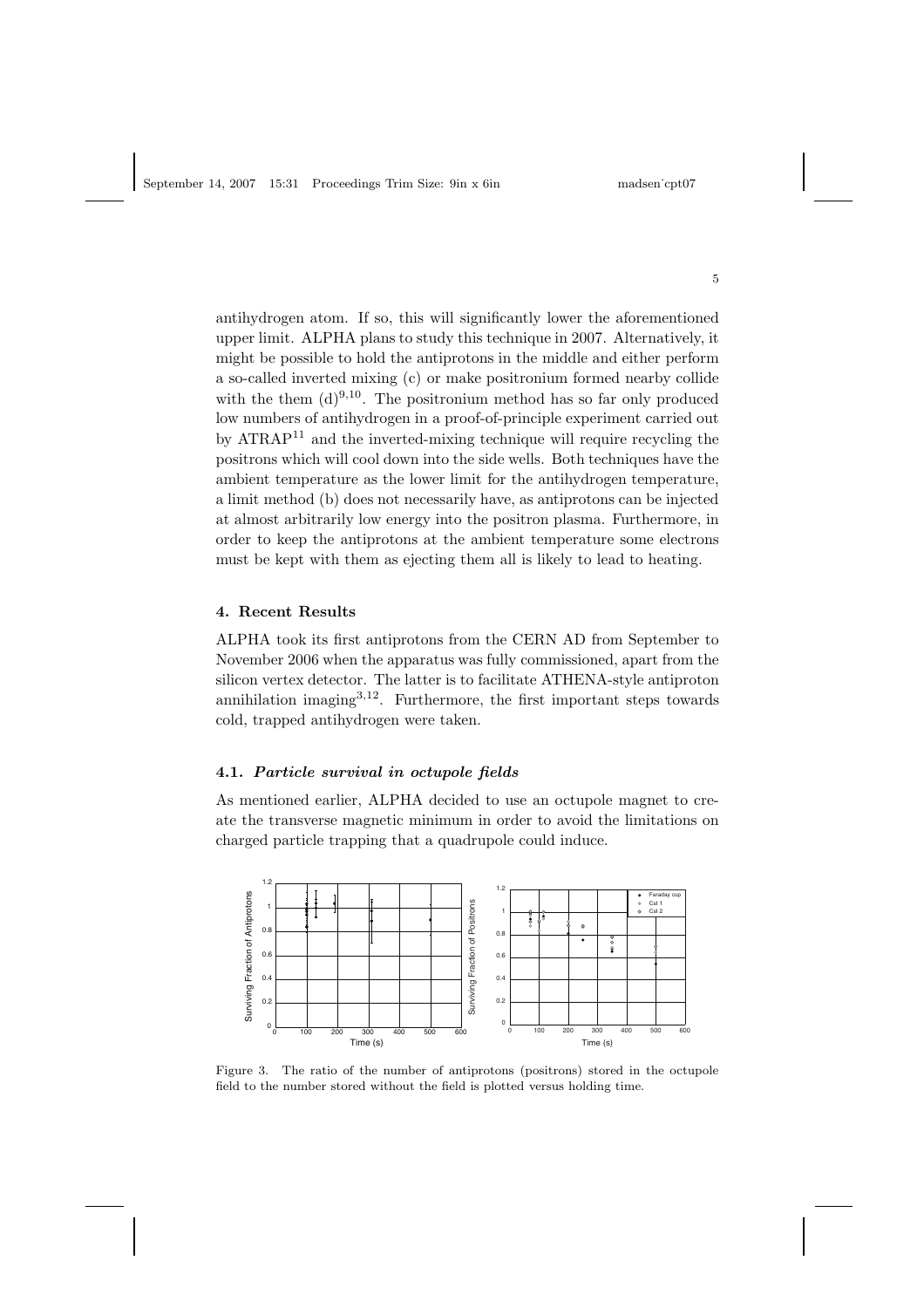antihydrogen atom. If so, this will significantly lower the aforementioned upper limit. ALPHA plans to study this technique in 2007. Alternatively, it might be possible to hold the antiprotons in the middle and either perform a so-called inverted mixing (c) or make positronium formed nearby collide with the them (d)[9,10]. The positronium method has so far only produced low numbers of antihydrogen in a proof-of-principle experiment carried out by ATRAP[11] and the inverted-mixing technique will require recycling the positrons which will cool down into the side wells. Both techniques have the ambient temperature as the lower limit for the antihydrogen temperature, a limit method (b) does not necessarily have, as antiprotons can be injected at almost arbitrarily low energy into the positron plasma. Furthermore, in order to keep the antiprotons at the ambient temperature some electrons must be kept with them as ejecting them all is likely to lead to heating.

## 4. Recent Results

ALPHA took its first antiprotons from the CERN AD from September to November 2006 when the apparatus was fully commissioned, apart from the silicon vertex detector. The latter is to facilitate ATHENA-style antiproton annihilation imaging[3,12]. Furthermore, the first important steps towards cold, trapped antihydrogen were taken.

### 4.1. *Particle survival in octupole fields*

As mentioned earlier, ALPHA decided to use an octupole magnet to create the transverse magnetic minimum in order to avoid the limitations on charged particle trapping that a quadrupole could induce.

Figure 3. The ratio of the number of antiprotons (positrons) stored in the octupole field to the number stored without the field is plotted versus holding time.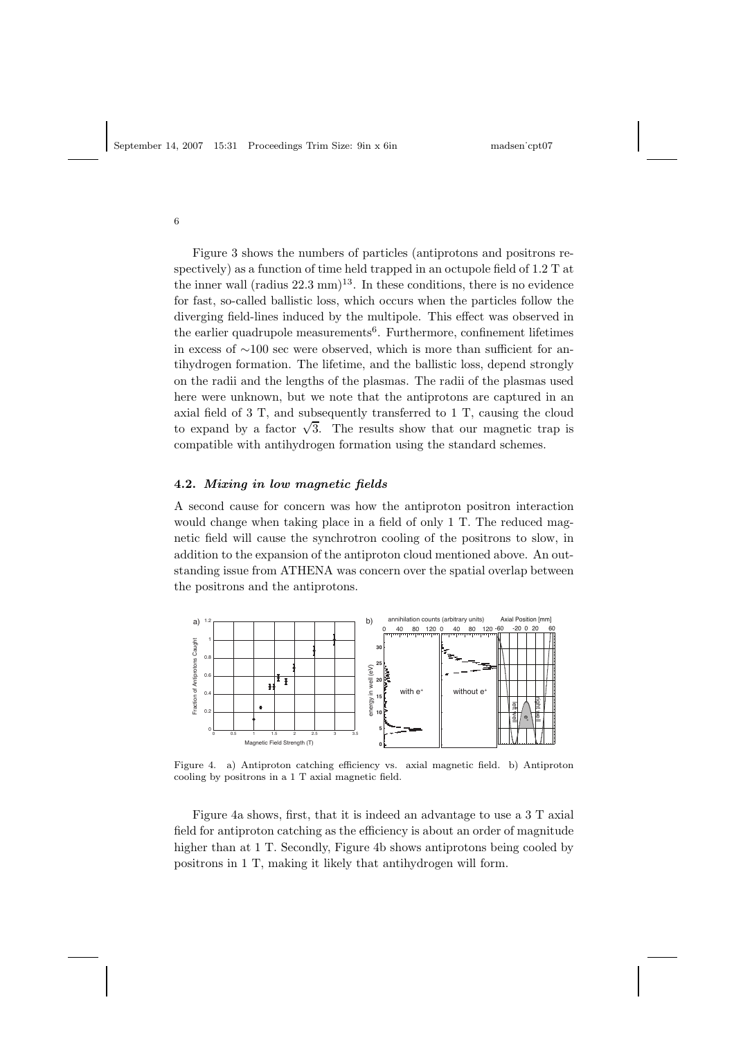Figure 3 shows the numbers of particles (antiprotons and positrons respectively) as a function of time held trapped in an octupole field of 1.2 T at the inner wall (radius 22.3 mm)[13]. In these conditions, there is no evidence for fast, so-called ballistic loss, which occurs when the particles follow the diverging field-lines induced by the multipole. This effect was observed in the earlier quadrupole measurements[6]. Furthermore, confinement lifetimes in excess of ~100 sec were observed, which is more than sufficient for antihydrogen formation. The lifetime, and the ballistic loss, depend strongly on the radii and the lengths of the plasmas. The radii of the plasmas used here were unknown, but we note that the antiprotons are captured in an axial field of 3 T, and subsequently transferred to 1 T, causing the cloud to expand by a factor $\sqrt{3}$. The results show that our magnetic trap is compatible with antihydrogen formation using the standard schemes.

### 4.2. *Mixing in low magnetic fields*

A second cause for concern was how the antiproton positron interaction would change when taking place in a field of only 1 T. The reduced magnetic field will cause the synchrotron cooling of the positrons to slow, in addition to the expansion of the antiproton cloud mentioned above. An outstanding issue from ATHENA was concern over the spatial overlap between the positrons and the antiprotons.

Figure 4. a) Antiproton catching efficiency vs. axial magnetic field. b) Antiproton cooling by positrons in a 1 T axial magnetic field.

Figure 4a shows, first, that it is indeed an advantage to use a 3 T axial field for antiproton catching as the efficiency is about an order of magnitude higher than at 1 T. Secondly, Figure 4b shows antiprotons being cooled by positrons in 1 T, making it likely that antihydrogen will form.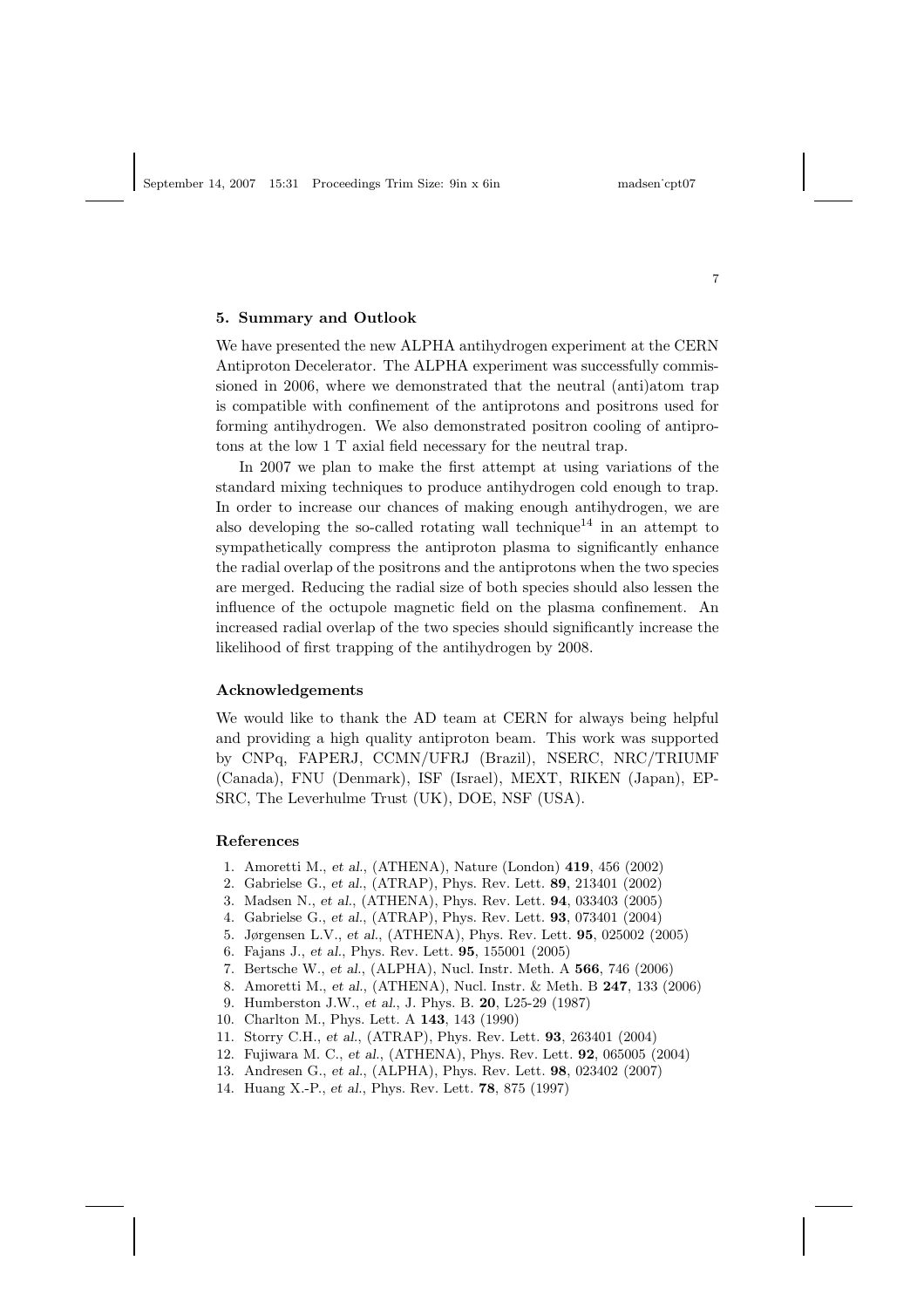## 5. Summary and Outlook

We have presented the new ALPHA antihydrogen experiment at the CERN Antiproton Decelerator. The ALPHA experiment was successfully commissioned in 2006, where we demonstrated that the neutral (anti)atom trap is compatible with confinement of the antiprotons and positrons used for forming antihydrogen. We also demonstrated positron cooling of antiprotons at the low 1 T axial field necessary for the neutral trap.

In 2007 we plan to make the first attempt at using variations of the standard mixing techniques to produce antihydrogen cold enough to trap. In order to increase our chances of making enough antihydrogen, we are also developing the so-called rotating wall technique[14] in an attempt to sympathetically compress the antiproton plasma to significantly enhance the radial overlap of the positrons and the antiprotons when the two species are merged. Reducing the radial size of both species should also lessen the influence of the octupole magnetic field on the plasma confinement. An increased radial overlap of the two species should significantly increase the likelihood of first trapping of the antihydrogen by 2008.

## Acknowledgements

We would like to thank the AD team at CERN for always being helpful and providing a high quality antiproton beam. This work was supported by CNPq, FAPERJ, CCMN/UFRJ (Brazil), NSERC, NRC/TRIUMF (Canada), FNU (Denmark), ISF (Israel), MEXT, RIKEN (Japan), EPSRC, The Leverhulme Trust (UK), DOE, NSF (USA).

## References

1. Amoretti M., *et al.*, (ATHENA), Nature (London) **419**, 456 (2002)
2. Gabrielse G., *et al.*, (ATRAP), Phys. Rev. Lett. **89**, 213401 (2002)
3. Madsen N., *et al.*, (ATHENA), Phys. Rev. Lett. **94**, 033403 (2005)
4. Gabrielse G., *et al.*, (ATRAP), Phys. Rev. Lett. **93**, 073401 (2004)
5. Jørgensen L.V., *et al.*, (ATHENA), Phys. Rev. Lett. **95**, 025002 (2005)
6. Fajans J., *et al.*, Phys. Rev. Lett. **95**, 155001 (2005)
7. Bertsche W., *et al.*, (ALPHA), Nucl. Instr. Meth. A **566**, 746 (2006)
8. Amoretti M., *et al.*, (ATHENA), Nucl. Instr. & Meth. B **247**, 133 (2006)
9. Humberston J.W., *et al.*, J. Phys. B. **20**, L25-29 (1987)
10. Charlton M., Phys. Lett. A **143**, 143 (1990)
11. Storry C.H., *et al.*, (ATRAP), Phys. Rev. Lett. **93**, 263401 (2004)
12. Fujiwara M. C., *et al.*, (ATHENA), Phys. Rev. Lett. **92**, 065005 (2004)
13. Andresen G., *et al.*, (ALPHA), Phys. Rev. Lett. **98**, 023402 (2007)
14. Huang X.-P., *et al.*, Phys. Rev. Lett. **78**, 875 (1997)